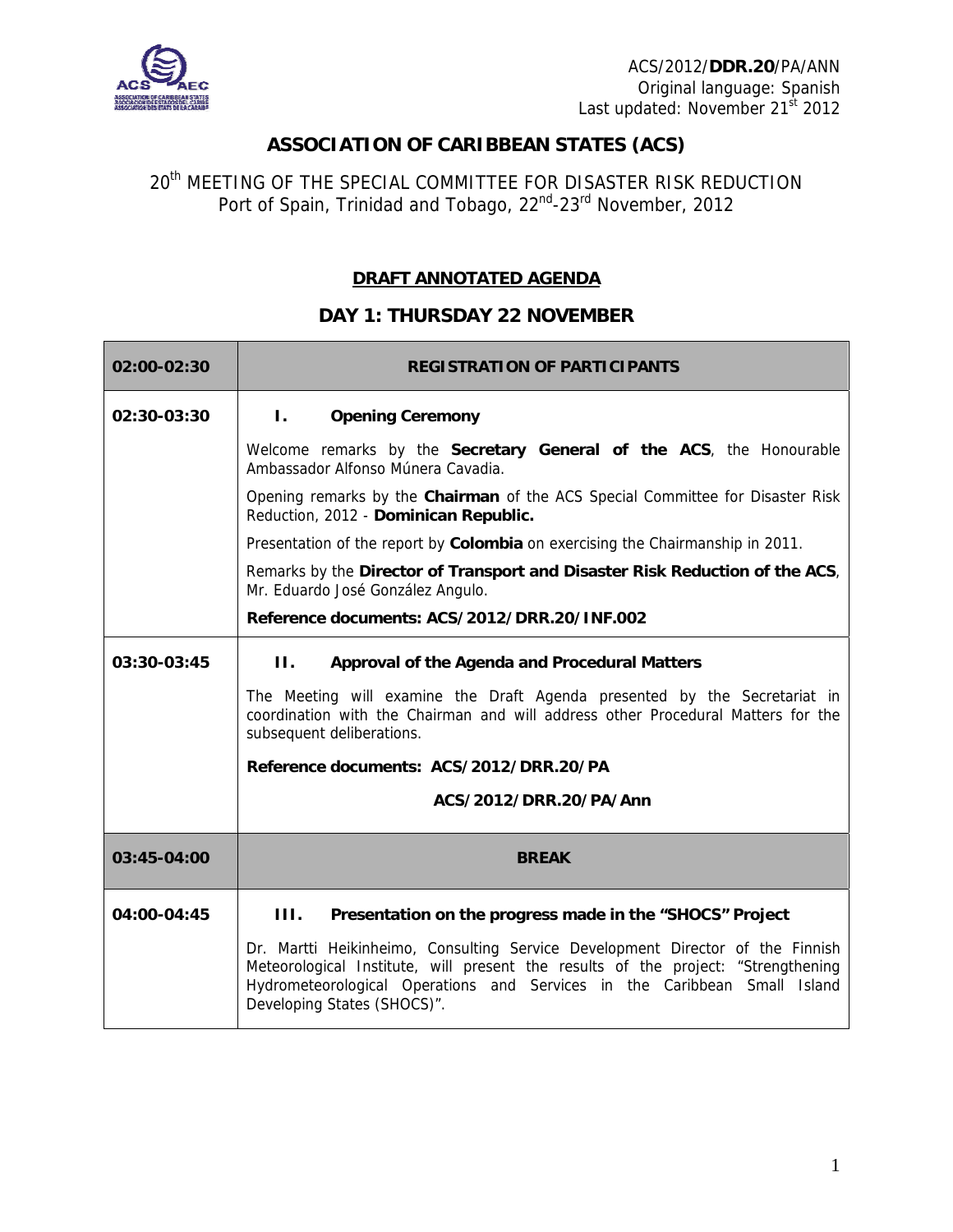ACS/2012/**DDR.20**/PA/ANN
Original language: Spanish
Last updated: November 21st 2012

# ASSOCIATION OF CARIBBEAN STATES (ACS)

## 20th MEETING OF THE SPECIAL COMMITTEE FOR DISASTER RISK REDUCTION
Port of Spain, Trinidad and Tobago, 22nd-23rd November, 2012

## DRAFT ANNOTATED AGENDA

## DAY 1: THURSDAY 22 NOVEMBER

| | |
|---|---|
| **02:00-02:30** | **REGISTRATION OF PARTICIPANTS** |
| **02:30-03:30** | **I. Opening Ceremony**<br><br>Welcome remarks by the **Secretary General of the ACS**, the Honourable Ambassador Alfonso Múnera Cavadia.<br><br>Opening remarks by the **Chairman** of the ACS Special Committee for Disaster Risk Reduction, 2012 - **Dominican Republic.**<br><br>Presentation of the report by **Colombia** on exercising the Chairmanship in 2011.<br><br>Remarks by the **Director of Transport and Disaster Risk Reduction of the ACS**, Mr. Eduardo José González Angulo.<br><br>**Reference documents: ACS/2012/DRR.20/INF.002** |
| **03:30-03:45** | **II. Approval of the Agenda and Procedural Matters**<br><br>The Meeting will examine the Draft Agenda presented by the Secretariat in coordination with the Chairman and will address other Procedural Matters for the subsequent deliberations.<br><br>**Reference documents: ACS/2012/DRR.20/PA**<br><br>**ACS/2012/DRR.20/PA/Ann** |
| **03:45-04:00** | **BREAK** |
| **04:00-04:45** | **III. Presentation on the progress made in the "SHOCS" Project**<br><br>Dr. Martti Heikinheimo, Consulting Service Development Director of the Finnish Meteorological Institute, will present the results of the project: "Strengthening Hydrometeorological Operations and Services in the Caribbean Small Island Developing States (SHOCS)". |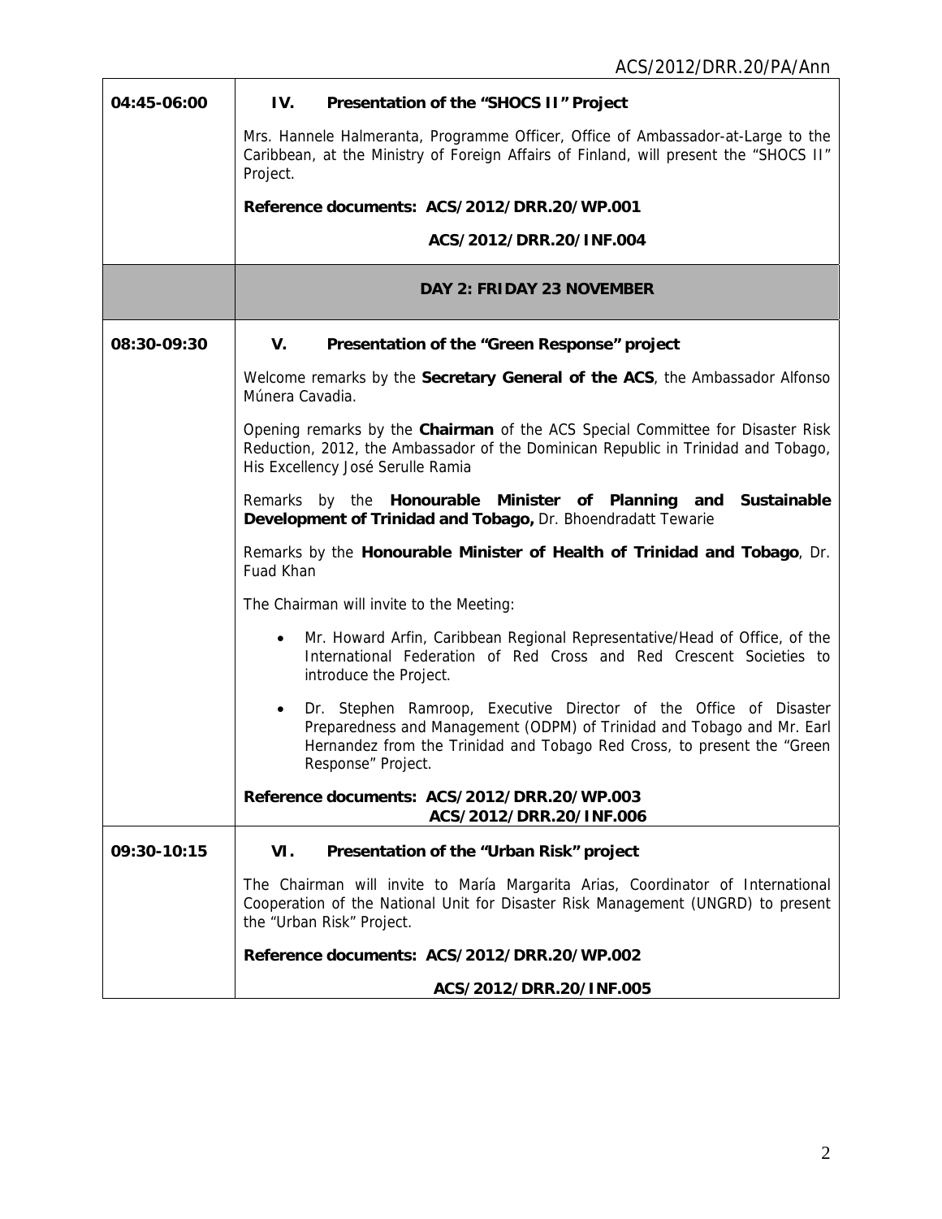| | |
|---|---|
| **04:45-06:00** | **IV. Presentation of the "SHOCS II" Project**<br><br>Mrs. Hannele Halmeranta, Programme Officer, Office of Ambassador-at-Large to the Caribbean, at the Ministry of Foreign Affairs of Finland, will present the "SHOCS II" Project.<br><br>**Reference documents: ACS/2012/DRR.20/WP.001**<br>**ACS/2012/DRR.20/INF.004** |
| | **DAY 2: FRIDAY 23 NOVEMBER** |
| **08:30-09:30** | **V. Presentation of the "Green Response" project**<br><br>Welcome remarks by the **Secretary General of the ACS**, the Ambassador Alfonso Múnera Cavadia.<br><br>Opening remarks by the **Chairman** of the ACS Special Committee for Disaster Risk Reduction, 2012, the Ambassador of the Dominican Republic in Trinidad and Tobago, His Excellency José Serulle Ramia<br><br>Remarks by the **Honourable Minister of Planning and Sustainable Development of Trinidad and Tobago,** Dr. Bhoendradatt Tewarie<br><br>Remarks by the **Honourable Minister of Health of Trinidad and Tobago**, Dr. Fuad Khan<br><br>The Chairman will invite to the Meeting:<br><br>• Mr. Howard Arfin, Caribbean Regional Representative/Head of Office, of the International Federation of Red Cross and Red Crescent Societies to introduce the Project.<br>• Dr. Stephen Ramroop, Executive Director of the Office of Disaster Preparedness and Management (ODPM) of Trinidad and Tobago and Mr. Earl Hernandez from the Trinidad and Tobago Red Cross, to present the "Green Response" Project.<br><br>**Reference documents: ACS/2012/DRR.20/WP.003**<br>**ACS/2012/DRR.20/INF.006** |
| **09:30-10:15** | **VI. Presentation of the "Urban Risk" project**<br><br>The Chairman will invite to María Margarita Arias, Coordinator of International Cooperation of the National Unit for Disaster Risk Management (UNGRD) to present the "Urban Risk" Project.<br><br>**Reference documents: ACS/2012/DRR.20/WP.002**<br>**ACS/2012/DRR.20/INF.005** |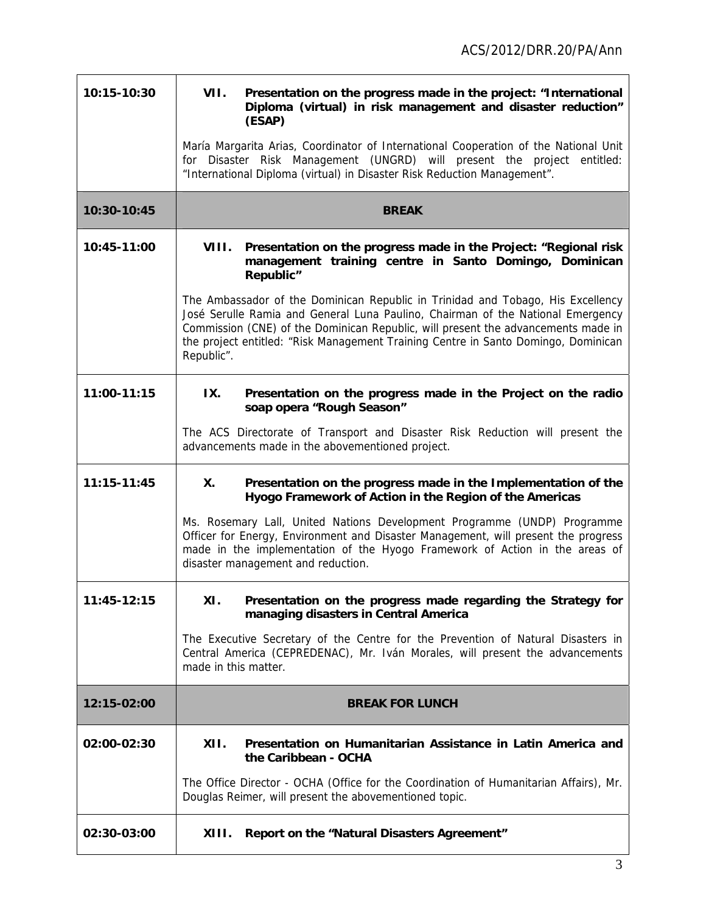| | |
|---|---|
| **10:15-10:30** | **VII. Presentation on the progress made in the project: "International Diploma (virtual) in risk management and disaster reduction" (ESAP)**<br><br>María Margarita Arias, Coordinator of International Cooperation of the National Unit for Disaster Risk Management (UNGRD) will present the project entitled: "International Diploma (virtual) in Disaster Risk Reduction Management". |
| **10:30-10:45** | **BREAK** |
| **10:45-11:00** | **VIII. Presentation on the progress made in the Project: "Regional risk management training centre in Santo Domingo, Dominican Republic"**<br><br>The Ambassador of the Dominican Republic in Trinidad and Tobago, His Excellency José Serulle Ramia and General Luna Paulino, Chairman of the National Emergency Commission (CNE) of the Dominican Republic, will present the advancements made in the project entitled: "Risk Management Training Centre in Santo Domingo, Dominican Republic". |
| **11:00-11:15** | **IX. Presentation on the progress made in the Project on the radio soap opera "Rough Season"**<br><br>The ACS Directorate of Transport and Disaster Risk Reduction will present the advancements made in the abovementioned project. |
| **11:15-11:45** | **X. Presentation on the progress made in the Implementation of the Hyogo Framework of Action in the Region of the Americas**<br><br>Ms. Rosemary Lall, United Nations Development Programme (UNDP) Programme Officer for Energy, Environment and Disaster Management, will present the progress made in the implementation of the Hyogo Framework of Action in the areas of disaster management and reduction. |
| **11:45-12:15** | **XI. Presentation on the progress made regarding the Strategy for managing disasters in Central America**<br><br>The Executive Secretary of the Centre for the Prevention of Natural Disasters in Central America (CEPREDENAC), Mr. Iván Morales, will present the advancements made in this matter. |
| **12:15-02:00** | **BREAK FOR LUNCH** |
| **02:00-02:30** | **XII. Presentation on Humanitarian Assistance in Latin America and the Caribbean - OCHA**<br><br>The Office Director - OCHA (Office for the Coordination of Humanitarian Affairs), Mr. Douglas Reimer, will present the abovementioned topic. |
| **02:30-03:00** | **XIII. Report on the "Natural Disasters Agreement"** |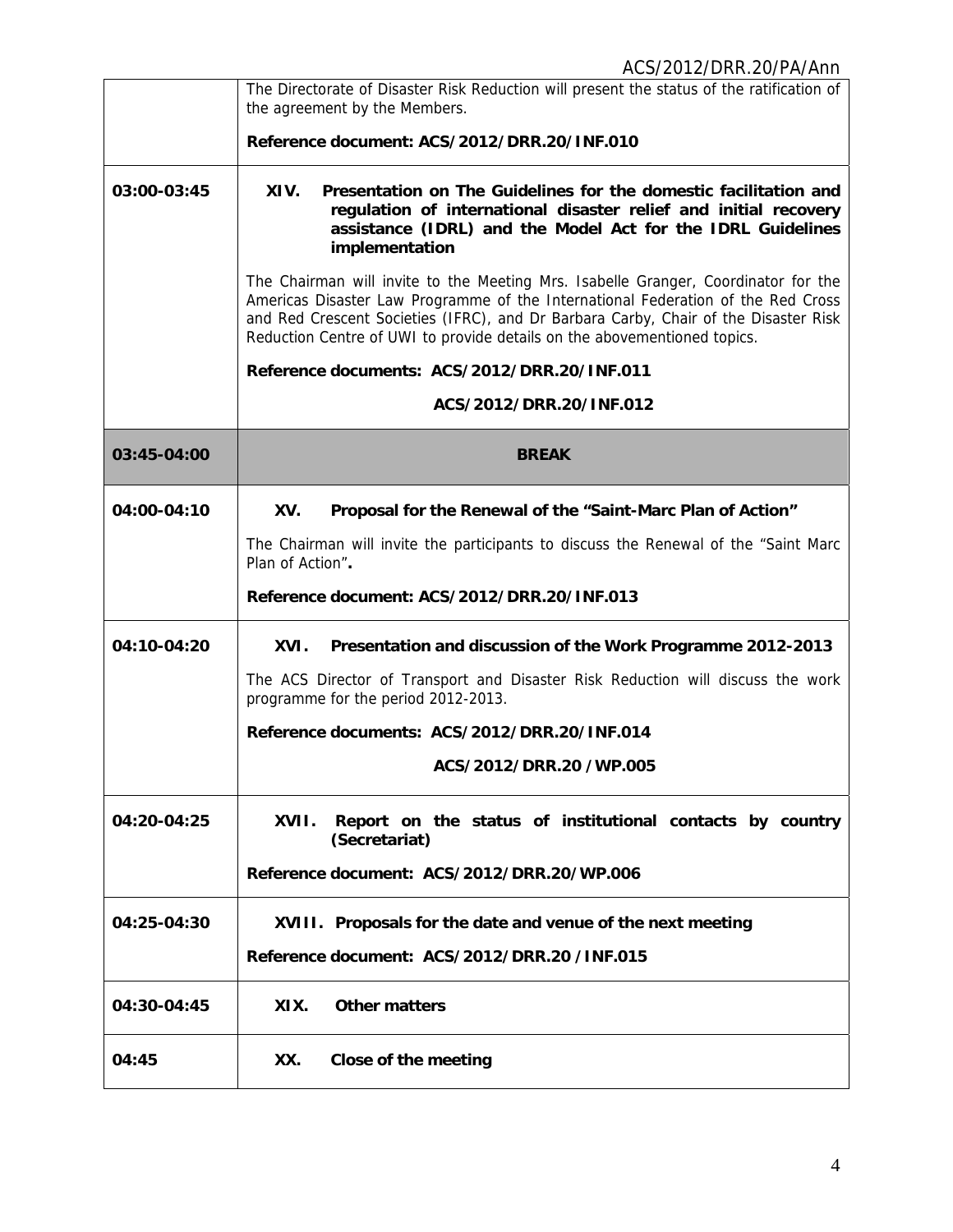| | |
|---|---|
| | The Directorate of Disaster Risk Reduction will present the status of the ratification of the agreement by the Members.<br><br>**Reference document: ACS/2012/DRR.20/INF.010** |
| **03:00-03:45** | **XIV. Presentation on The Guidelines for the domestic facilitation and regulation of international disaster relief and initial recovery assistance (IDRL) and the Model Act for the IDRL Guidelines implementation**<br><br>The Chairman will invite to the Meeting Mrs. Isabelle Granger, Coordinator for the Americas Disaster Law Programme of the International Federation of the Red Cross and Red Crescent Societies (IFRC), and Dr Barbara Carby, Chair of the Disaster Risk Reduction Centre of UWI to provide details on the abovementioned topics.<br><br>**Reference documents: ACS/2012/DRR.20/INF.011**<br><br>**ACS/2012/DRR.20/INF.012** |
| **03:45-04:00** | **BREAK** |
| **04:00-04:10** | **XV. Proposal for the Renewal of the "Saint-Marc Plan of Action"**<br><br>The Chairman will invite the participants to discuss the Renewal of the "Saint Marc Plan of Action".<br><br>**Reference document: ACS/2012/DRR.20/INF.013** |
| **04:10-04:20** | **XVI. Presentation and discussion of the Work Programme 2012-2013**<br><br>The ACS Director of Transport and Disaster Risk Reduction will discuss the work programme for the period 2012-2013.<br><br>**Reference documents: ACS/2012/DRR.20/INF.014**<br><br>**ACS/2012/DRR.20 /WP.005** |
| **04:20-04:25** | **XVII. Report on the status of institutional contacts by country (Secretariat)**<br><br>**Reference document: ACS/2012/DRR.20/WP.006** |
| **04:25-04:30** | **XVIII. Proposals for the date and venue of the next meeting**<br><br>**Reference document: ACS/2012/DRR.20 /INF.015** |
| **04:30-04:45** | **XIX. Other matters** |
| **04:45** | **XX. Close of the meeting** |